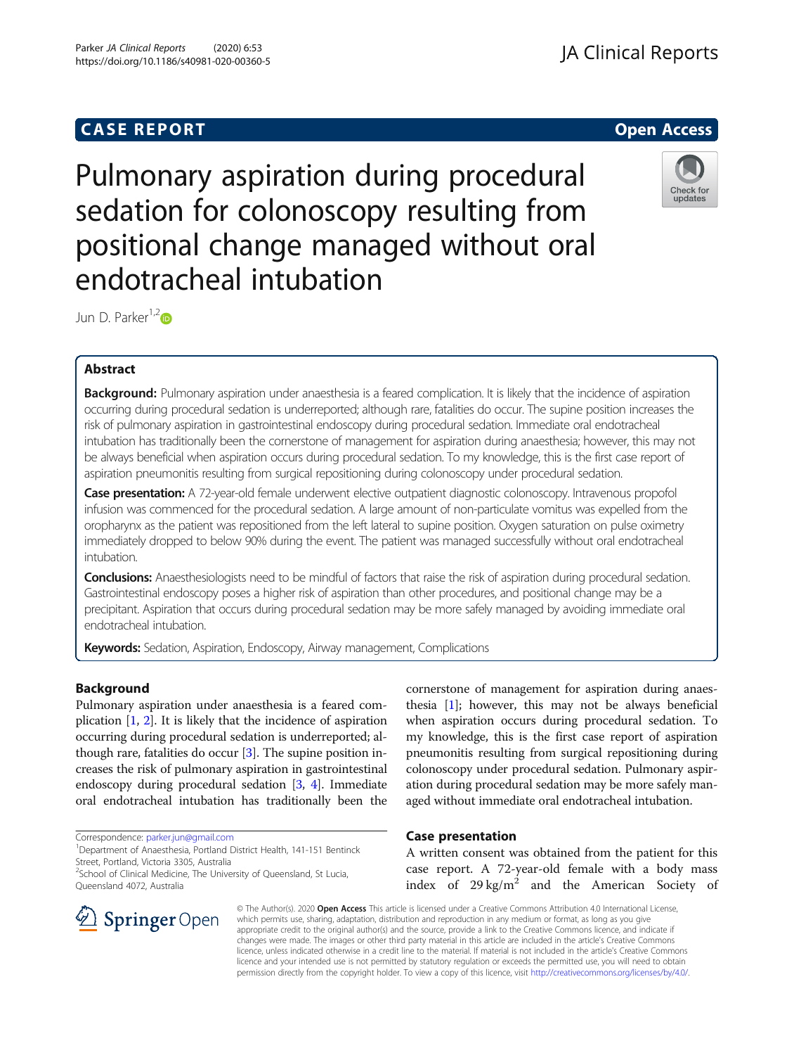CASE REPORT

Open Access

# Pulmonary aspiration during procedural sedation for colonoscopy resulting from positional change managed without oral endotracheal intubation

Jun D. Parker[1,2]

## Abstract

**Background:** Pulmonary aspiration under anaesthesia is a feared complication. It is likely that the incidence of aspiration occurring during procedural sedation is underreported; although rare, fatalities do occur. The supine position increases the risk of pulmonary aspiration in gastrointestinal endoscopy during procedural sedation. Immediate oral endotracheal intubation has traditionally been the cornerstone of management for aspiration during anaesthesia; however, this may not be always beneficial when aspiration occurs during procedural sedation. To my knowledge, this is the first case report of aspiration pneumonitis resulting from surgical repositioning during colonoscopy under procedural sedation.

**Case presentation:** A 72-year-old female underwent elective outpatient diagnostic colonoscopy. Intravenous propofol infusion was commenced for the procedural sedation. A large amount of non-particulate vomitus was expelled from the oropharynx as the patient was repositioned from the left lateral to supine position. Oxygen saturation on pulse oximetry immediately dropped to below 90% during the event. The patient was managed successfully without oral endotracheal intubation.

**Conclusions:** Anaesthesiologists need to be mindful of factors that raise the risk of aspiration during procedural sedation. Gastrointestinal endoscopy poses a higher risk of aspiration than other procedures, and positional change may be a precipitant. Aspiration that occurs during procedural sedation may be more safely managed by avoiding immediate oral endotracheal intubation.

**Keywords:** Sedation, Aspiration, Endoscopy, Airway management, Complications

## Background

Pulmonary aspiration under anaesthesia is a feared complication [1, 2]. It is likely that the incidence of aspiration occurring during procedural sedation is underreported; although rare, fatalities do occur [3]. The supine position increases the risk of pulmonary aspiration in gastrointestinal endoscopy during procedural sedation [3, 4]. Immediate oral endotracheal intubation has traditionally been the cornerstone of management for aspiration during anaesthesia [1]; however, this may not be always beneficial when aspiration occurs during procedural sedation. To my knowledge, this is the first case report of aspiration pneumonitis resulting from surgical repositioning during colonoscopy under procedural sedation. Pulmonary aspiration during procedural sedation may be more safely managed without immediate oral endotracheal intubation.

## Case presentation

A written consent was obtained from the patient for this case report. A 72-year-old female with a body mass index of $29\ kg/m^2$ and the American Society of

Correspondence: parker.jun@gmail.com

[1]Department of Anaesthesia, Portland District Health, 141-151 Bentinck Street, Portland, Victoria 3305, Australia

[2]School of Clinical Medicine, The University of Queensland, St Lucia, Queensland 4072, Australia

© The Author(s). 2020 **Open Access** This article is licensed under a Creative Commons Attribution 4.0 International License, which permits use, sharing, adaptation, distribution and reproduction in any medium or format, as long as you give appropriate credit to the original author(s) and the source, provide a link to the Creative Commons licence, and indicate if changes were made. The images or other third party material in this article are included in the article's Creative Commons licence, unless indicated otherwise in a credit line to the material. If material is not included in the article's Creative Commons licence and your intended use is not permitted by statutory regulation or exceeds the permitted use, you will need to obtain permission directly from the copyright holder. To view a copy of this licence, visit http://creativecommons.org/licenses/by/4.0/.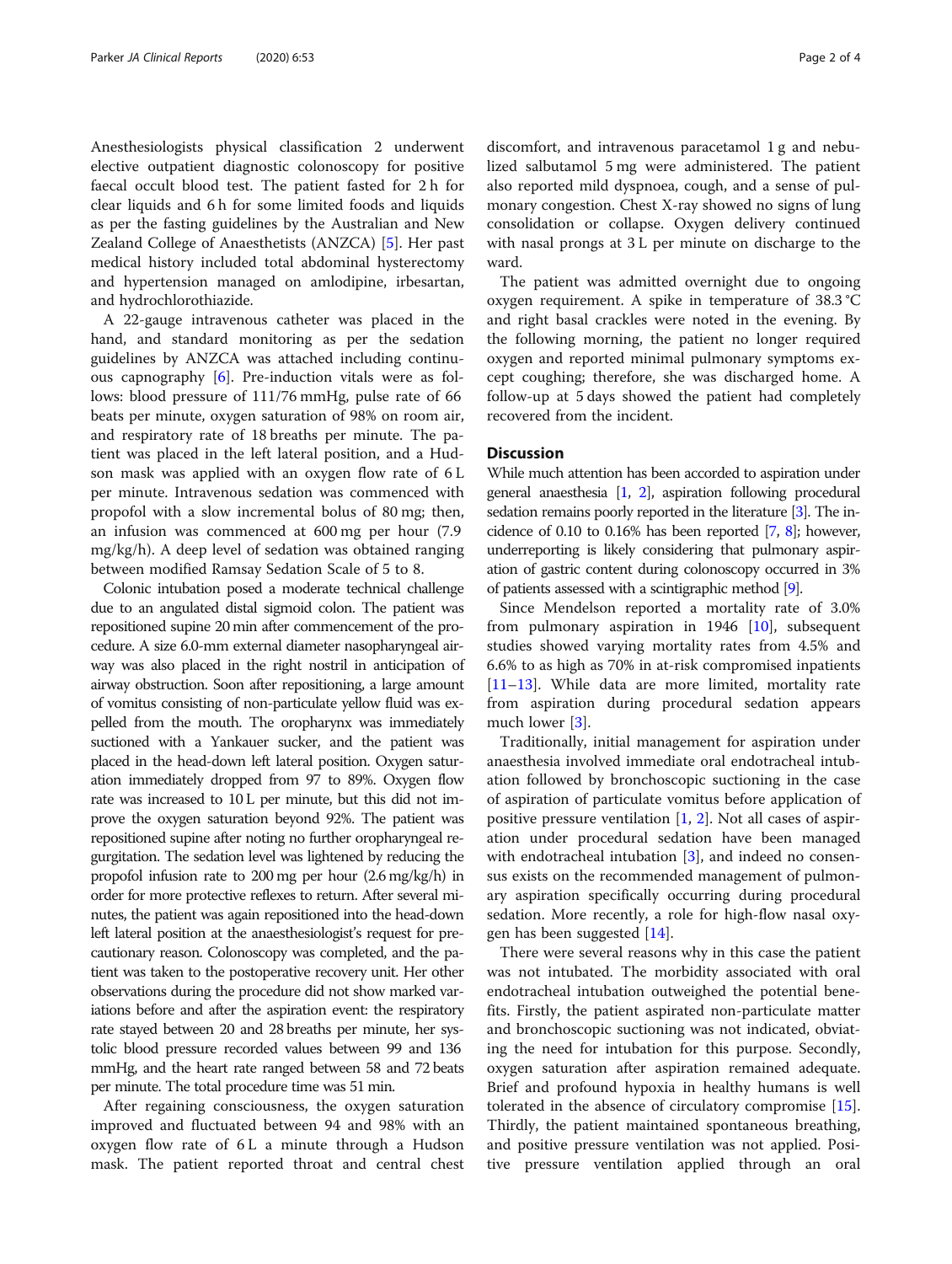Anesthesiologists physical classification 2 underwent elective outpatient diagnostic colonoscopy for positive faecal occult blood test. The patient fasted for 2 h for clear liquids and 6 h for some limited foods and liquids as per the fasting guidelines by the Australian and New Zealand College of Anaesthetists (ANZCA) [5]. Her past medical history included total abdominal hysterectomy and hypertension managed on amlodipine, irbesartan, and hydrochlorothiazide.

A 22-gauge intravenous catheter was placed in the hand, and standard monitoring as per the sedation guidelines by ANZCA was attached including continuous capnography [6]. Pre-induction vitals were as follows: blood pressure of 111/76 mmHg, pulse rate of 66 beats per minute, oxygen saturation of 98% on room air, and respiratory rate of 18 breaths per minute. The patient was placed in the left lateral position, and a Hudson mask was applied with an oxygen flow rate of 6 L per minute. Intravenous sedation was commenced with propofol with a slow incremental bolus of 80 mg; then, an infusion was commenced at 600 mg per hour (7.9 mg/kg/h). A deep level of sedation was obtained ranging between modified Ramsay Sedation Scale of 5 to 8.

Colonic intubation posed a moderate technical challenge due to an angulated distal sigmoid colon. The patient was repositioned supine 20 min after commencement of the procedure. A size 6.0-mm external diameter nasopharyngeal airway was also placed in the right nostril in anticipation of airway obstruction. Soon after repositioning, a large amount of vomitus consisting of non-particulate yellow fluid was expelled from the mouth. The oropharynx was immediately suctioned with a Yankauer sucker, and the patient was placed in the head-down left lateral position. Oxygen saturation immediately dropped from 97 to 89%. Oxygen flow rate was increased to 10 L per minute, but this did not improve the oxygen saturation beyond 92%. The patient was repositioned supine after noting no further oropharyngeal regurgitation. The sedation level was lightened by reducing the propofol infusion rate to 200 mg per hour (2.6 mg/kg/h) in order for more protective reflexes to return. After several minutes, the patient was again repositioned into the head-down left lateral position at the anaesthesiologist's request for precautionary reason. Colonoscopy was completed, and the patient was taken to the postoperative recovery unit. Her other observations during the procedure did not show marked variations before and after the aspiration event: the respiratory rate stayed between 20 and 28 breaths per minute, her systolic blood pressure recorded values between 99 and 136 mmHg, and the heart rate ranged between 58 and 72 beats per minute. The total procedure time was 51 min.

After regaining consciousness, the oxygen saturation improved and fluctuated between 94 and 98% with an oxygen flow rate of 6 L a minute through a Hudson mask. The patient reported throat and central chest discomfort, and intravenous paracetamol 1 g and nebulized salbutamol 5 mg were administered. The patient also reported mild dyspnoea, cough, and a sense of pulmonary congestion. Chest X-ray showed no signs of lung consolidation or collapse. Oxygen delivery continued with nasal prongs at 3 L per minute on discharge to the ward.

The patient was admitted overnight due to ongoing oxygen requirement. A spike in temperature of 38.3 °C and right basal crackles were noted in the evening. By the following morning, the patient no longer required oxygen and reported minimal pulmonary symptoms except coughing; therefore, she was discharged home. A follow-up at 5 days showed the patient had completely recovered from the incident.

## Discussion

While much attention has been accorded to aspiration under general anaesthesia [1, 2], aspiration following procedural sedation remains poorly reported in the literature [3]. The incidence of 0.10 to 0.16% has been reported [7, 8]; however, underreporting is likely considering that pulmonary aspiration of gastric content during colonoscopy occurred in 3% of patients assessed with a scintigraphic method [9].

Since Mendelson reported a mortality rate of 3.0% from pulmonary aspiration in 1946 [10], subsequent studies showed varying mortality rates from 4.5% and 6.6% to as high as 70% in at-risk compromised inpatients [11–13]. While data are more limited, mortality rate from aspiration during procedural sedation appears much lower [3].

Traditionally, initial management for aspiration under anaesthesia involved immediate oral endotracheal intubation followed by bronchoscopic suctioning in the case of aspiration of particulate vomitus before application of positive pressure ventilation [1, 2]. Not all cases of aspiration under procedural sedation have been managed with endotracheal intubation [3], and indeed no consensus exists on the recommended management of pulmonary aspiration specifically occurring during procedural sedation. More recently, a role for high-flow nasal oxygen has been suggested [14].

There were several reasons why in this case the patient was not intubated. The morbidity associated with oral endotracheal intubation outweighed the potential benefits. Firstly, the patient aspirated non-particulate matter and bronchoscopic suctioning was not indicated, obviating the need for intubation for this purpose. Secondly, oxygen saturation after aspiration remained adequate. Brief and profound hypoxia in healthy humans is well tolerated in the absence of circulatory compromise [15]. Thirdly, the patient maintained spontaneous breathing, and positive pressure ventilation was not applied. Positive pressure ventilation applied through an oral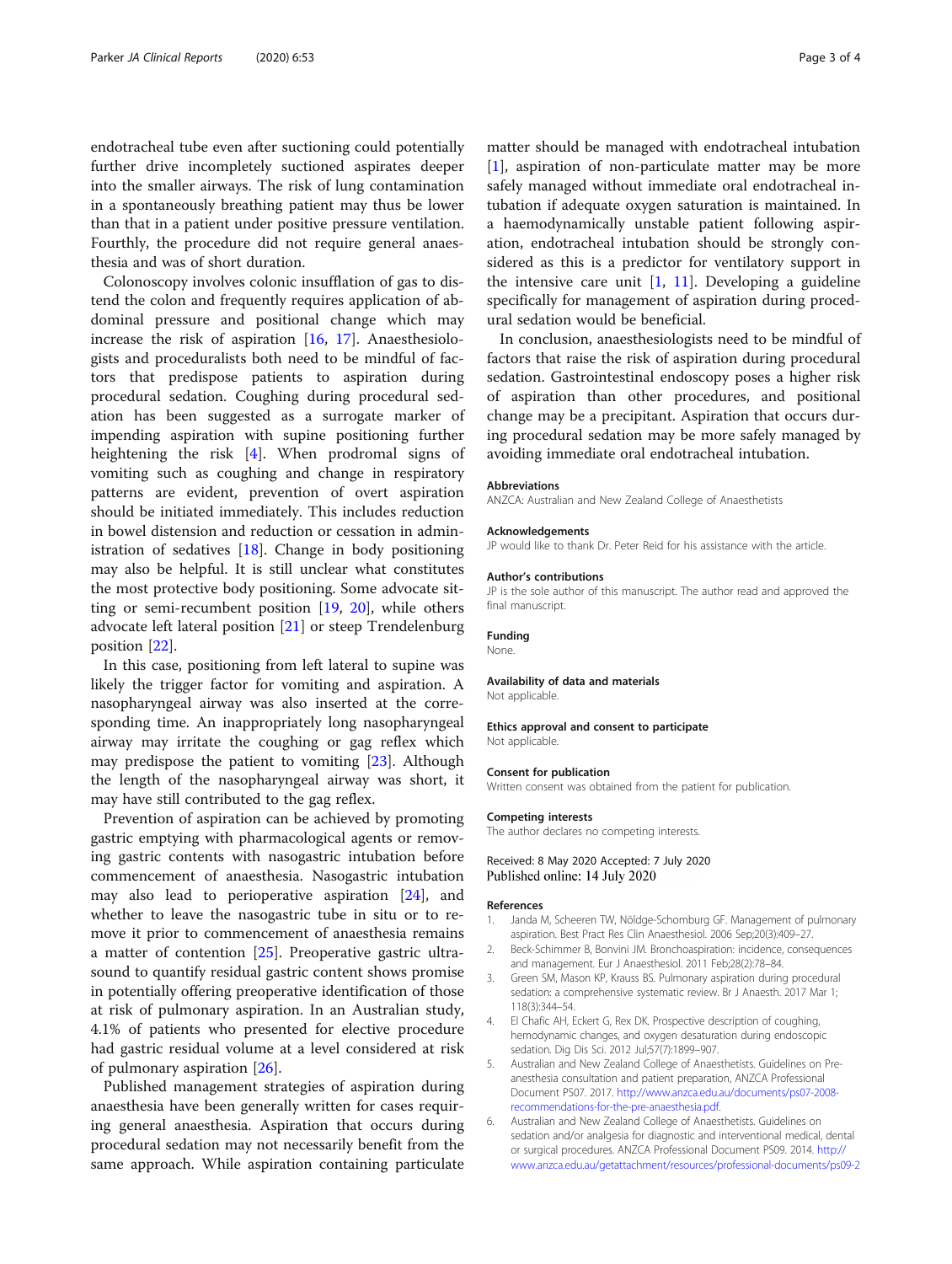endotracheal tube even after suctioning could potentially further drive incompletely suctioned aspirates deeper into the smaller airways. The risk of lung contamination in a spontaneously breathing patient may thus be lower than that in a patient under positive pressure ventilation. Fourthly, the procedure did not require general anaesthesia and was of short duration.

Colonoscopy involves colonic insufflation of gas to distend the colon and frequently requires application of abdominal pressure and positional change which may increase the risk of aspiration [16, 17]. Anaesthesiologists and proceduralists both need to be mindful of factors that predispose patients to aspiration during procedural sedation. Coughing during procedural sedation has been suggested as a surrogate marker of impending aspiration with supine positioning further heightening the risk [4]. When prodromal signs of vomiting such as coughing and change in respiratory patterns are evident, prevention of overt aspiration should be initiated immediately. This includes reduction in bowel distension and reduction or cessation in administration of sedatives [18]. Change in body positioning may also be helpful. It is still unclear what constitutes the most protective body positioning. Some advocate sitting or semi-recumbent position [19, 20], while others advocate left lateral position [21] or steep Trendelenburg position [22].

In this case, positioning from left lateral to supine was likely the trigger factor for vomiting and aspiration. A nasopharyngeal airway was also inserted at the corresponding time. An inappropriately long nasopharyngeal airway may irritate the coughing or gag reflex which may predispose the patient to vomiting [23]. Although the length of the nasopharyngeal airway was short, it may have still contributed to the gag reflex.

Prevention of aspiration can be achieved by promoting gastric emptying with pharmacological agents or removing gastric contents with nasogastric intubation before commencement of anaesthesia. Nasogastric intubation may also lead to perioperative aspiration [24], and whether to leave the nasogastric tube in situ or to remove it prior to commencement of anaesthesia remains a matter of contention [25]. Preoperative gastric ultrasound to quantify residual gastric content shows promise in potentially offering preoperative identification of those at risk of pulmonary aspiration. In an Australian study, 4.1% of patients who presented for elective procedure had gastric residual volume at a level considered at risk of pulmonary aspiration [26].

Published management strategies of aspiration during anaesthesia have been generally written for cases requiring general anaesthesia. Aspiration that occurs during procedural sedation may not necessarily benefit from the same approach. While aspiration containing particulate matter should be managed with endotracheal intubation [1], aspiration of non-particulate matter may be more safely managed without immediate oral endotracheal intubation if adequate oxygen saturation is maintained. In a haemodynamically unstable patient following aspiration, endotracheal intubation should be strongly considered as this is a predictor for ventilatory support in the intensive care unit [1, 11]. Developing a guideline specifically for management of aspiration during procedural sedation would be beneficial.

In conclusion, anaesthesiologists need to be mindful of factors that raise the risk of aspiration during procedural sedation. Gastrointestinal endoscopy poses a higher risk of aspiration than other procedures, and positional change may be a precipitant. Aspiration that occurs during procedural sedation may be more safely managed by avoiding immediate oral endotracheal intubation.

#### Abbreviations
ANZCA: Australian and New Zealand College of Anaesthetists

#### Acknowledgements
JP would like to thank Dr. Peter Reid for his assistance with the article.

#### Author's contributions
JP is the sole author of this manuscript. The author read and approved the final manuscript.

#### Funding
None.

#### Availability of data and materials
Not applicable.

#### Ethics approval and consent to participate
Not applicable.

#### Consent for publication
Written consent was obtained from the patient for publication.

#### Competing interests
The author declares no competing interests.

Received: 8 May 2020 Accepted: 7 July 2020
Published online: 14 July 2020

#### References
1. Janda M, Scheeren TW, Nöldge-Schomburg GF. Management of pulmonary aspiration. Best Pract Res Clin Anaesthesiol. 2006 Sep;20(3):409–27.
2. Beck-Schimmer B, Bonvini JM. Bronchoaspiration: incidence, consequences and management. Eur J Anaesthesiol. 2011 Feb;28(2):78–84.
3. Green SM, Mason KP, Krauss BS. Pulmonary aspiration during procedural sedation: a comprehensive systematic review. Br J Anaesth. 2017 Mar 1; 118(3):344–54.
4. El Chafic AH, Eckert G, Rex DK. Prospective description of coughing, hemodynamic changes, and oxygen desaturation during endoscopic sedation. Dig Dis Sci. 2012 Jul;57(7):1899–907.
5. Australian and New Zealand College of Anaesthetists. Guidelines on Pre-anesthesia consultation and patient preparation, ANZCA Professional Document PS07. 2017. http://www.anzca.edu.au/documents/ps07-2008-recommendations-for-the-pre-anaesthesia.pdf.
6. Australian and New Zealand College of Anaesthetists. Guidelines on sedation and/or analgesia for diagnostic and interventional medical, dental or surgical procedures. ANZCA Professional Document PS09. 2014. http://www.anzca.edu.au/getattachment/resources/professional-documents/ps09-2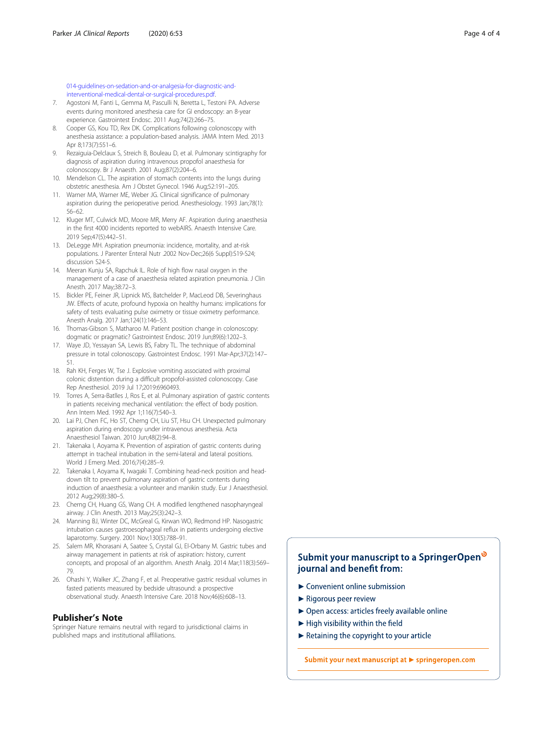014-guidelines-on-sedation-and-or-analgesia-for-diagnostic-and-interventional-medical-dental-or-surgical-procedures.pdf.

7. Agostoni M, Fanti L, Gemma M, Pasculli N, Beretta L, Testoni PA. Adverse events during monitored anesthesia care for GI endoscopy: an 8-year experience. Gastrointest Endosc. 2011 Aug;74(2):266–75.
8. Cooper GS, Kou TD, Rex DK. Complications following colonoscopy with anesthesia assistance: a population-based analysis. JAMA Intern Med. 2013 Apr 8;173(7):551–6.
9. Rezaiguia-Delclaux S, Streich B, Bouleau D, et al. Pulmonary scintigraphy for diagnosis of aspiration during intravenous propofol anaesthesia for colonoscopy. Br J Anaesth. 2001 Aug;87(2):204–6.
10. Mendelson CL. The aspiration of stomach contents into the lungs during obstetric anesthesia. Am J Obstet Gynecol. 1946 Aug;52:191–205.
11. Warner MA, Warner ME, Weber JG. Clinical significance of pulmonary aspiration during the perioperative period. Anesthesiology. 1993 Jan;78(1):56–62.
12. Kluger MT, Culwick MD, Moore MR, Merry AF. Aspiration during anaesthesia in the first 4000 incidents reported to webAIRS. Anaesth Intensive Care. 2019 Sep;47(5):442–51.
13. DeLegge MH. Aspiration pneumonia: incidence, mortality, and at-risk populations. J Parenter Enteral Nutr .2002 Nov-Dec;26(6 Suppl):S19-S24; discussion S24-5.
14. Meeran Kunju SA, Rapchuk IL. Role of high flow nasal oxygen in the management of a case of anaesthesia related aspiration pneumonia. J Clin Anesth. 2017 May;38:72–3.
15. Bickler PE, Feiner JR, Lipnick MS, Batchelder P, MacLeod DB, Severinghaus JW. Effects of acute, profound hypoxia on healthy humans: implications for safety of tests evaluating pulse oximetry or tissue oximetry performance. Anesth Analg. 2017 Jan;124(1):146–53.
16. Thomas-Gibson S, Matharoo M. Patient position change in colonoscopy: dogmatic or pragmatic? Gastrointest Endosc. 2019 Jun;89(6):1202–3.
17. Waye JD, Yessayan SA, Lewis BS, Fabry TL. The technique of abdominal pressure in total colonoscopy. Gastrointest Endosc. 1991 Mar-Apr;37(2):147–51.
18. Rah KH, Ferges W, Tse J. Explosive vomiting associated with proximal colonic distention during a difficult propofol-assisted colonoscopy. Case Rep Anesthesiol. 2019 Jul 17;2019:6960493.
19. Torres A, Serra-Batlles J, Ros E, et al. Pulmonary aspiration of gastric contents in patients receiving mechanical ventilation: the effect of body position. Ann Intern Med. 1992 Apr 1;116(7):540–3.
20. Lai PJ, Chen FC, Ho ST, Cherng CH, Liu ST, Hsu CH. Unexpected pulmonary aspiration during endoscopy under intravenous anesthesia. Acta Anaesthesiol Taiwan. 2010 Jun;48(2):94–8.
21. Takenaka I, Aoyama K. Prevention of aspiration of gastric contents during attempt in tracheal intubation in the semi-lateral and lateral positions. World J Emerg Med. 2016;7(4):285–9.
22. Takenaka I, Aoyama K, Iwagaki T. Combining head-neck position and head-down tilt to prevent pulmonary aspiration of gastric contents during induction of anaesthesia: a volunteer and manikin study. Eur J Anaesthesiol. 2012 Aug;29(8):380–5.
23. Cherng CH, Huang GS, Wang CH. A modified lengthened nasopharyngeal airway. J Clin Anesth. 2013 May;25(3):242–3.
24. Manning BJ, Winter DC, McGreal G, Kirwan WO, Redmond HP. Nasogastric intubation causes gastroesophageal reflux in patients undergoing elective laparotomy. Surgery. 2001 Nov;130(5):788–91.
25. Salem MR, Khorasani A, Saatee S, Crystal GJ, El-Orbany M. Gastric tubes and airway management in patients at risk of aspiration: history, current concepts, and proposal of an algorithm. Anesth Analg. 2014 Mar;118(3):569–79.
26. Ohashi Y, Walker JC, Zhang F, et al. Preoperative gastric residual volumes in fasted patients measured by bedside ultrasound: a prospective observational study. Anaesth Intensive Care. 2018 Nov;46(6):608–13.

## Publisher's Note

Springer Nature remains neutral with regard to jurisdictional claims in published maps and institutional affiliations.

**Submit your manuscript to a SpringerOpen journal and benefit from:**

- Convenient online submission
- Rigorous peer review
- Open access: articles freely available online
- High visibility within the field
- Retaining the copyright to your article

**Submit your next manuscript at ► springeropen.com**